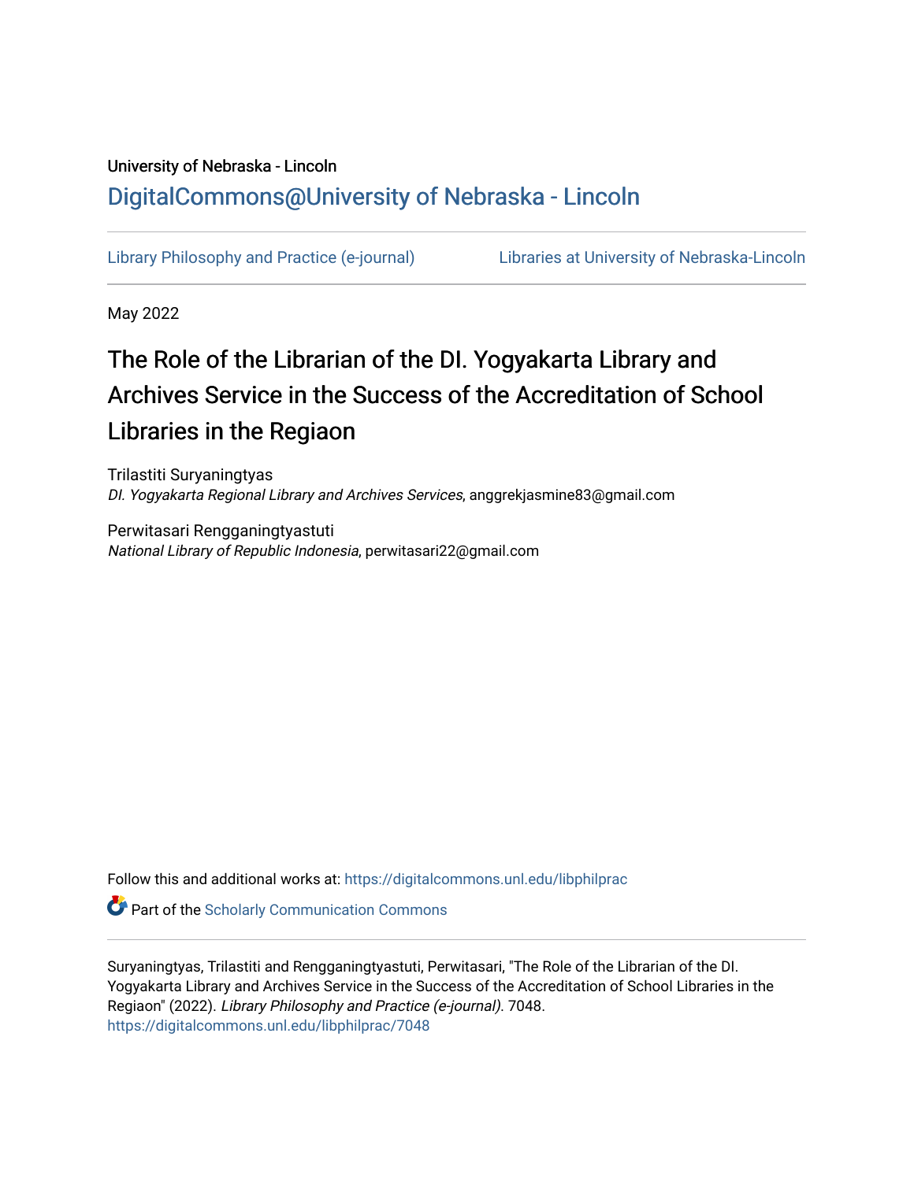University of Nebraska - Lincoln

DigitalCommons@University of Nebraska - Lincoln

Library Philosophy and Practice (e-journal)

Libraries at University of Nebraska-Lincoln

May 2022

# The Role of the Librarian of the DI. Yogyakarta Library and Archives Service in the Success of the Accreditation of School Libraries in the Regiaon

Trilastiti Suryaningtyas
*DI. Yogyakarta Regional Library and Archives Services*, anggrekjasmine83@gmail.com

Perwitasari Rengganingtyastuti
*National Library of Republic Indonesia*, perwitasari22@gmail.com

Follow this and additional works at: https://digitalcommons.unl.edu/libphilprac

Part of the Scholarly Communication Commons

Suryaningtyas, Trilastiti and Rengganingtyastuti, Perwitasari, "The Role of the Librarian of the DI. Yogyakarta Library and Archives Service in the Success of the Accreditation of School Libraries in the Regiaon" (2022). *Library Philosophy and Practice (e-journal)*. 7048.
https://digitalcommons.unl.edu/libphilprac/7048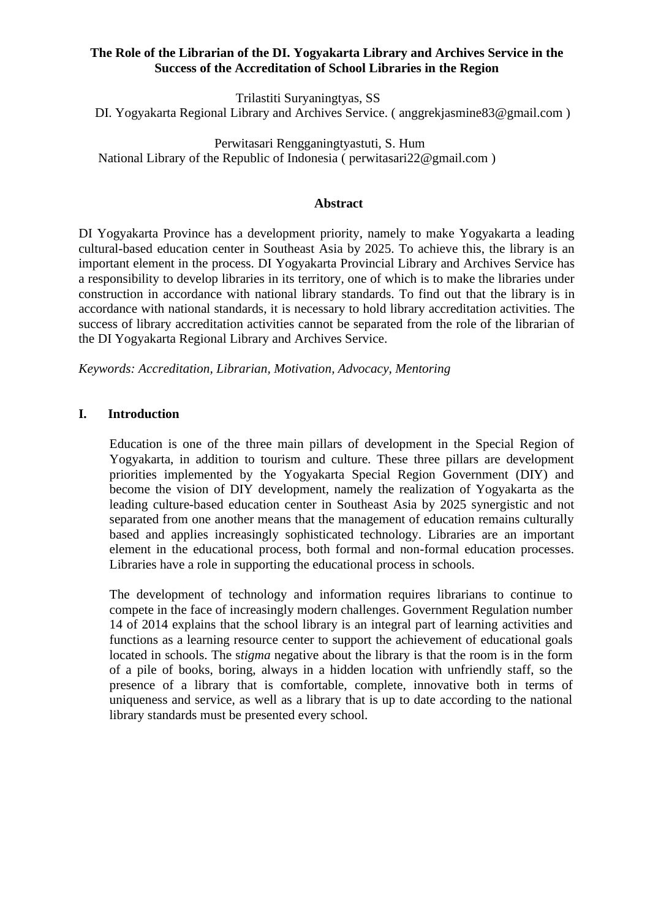**The Role of the Librarian of the DI. Yogyakarta Library and Archives Service in the Success of the Accreditation of School Libraries in the Region**

Trilastiti Suryaningtyas, SS
DI. Yogyakarta Regional Library and Archives Service. ( anggrekjasmine83@gmail.com )

Perwitasari Rengganingtyastuti, S. Hum
National Library of the Republic of Indonesia ( perwitasari22@gmail.com )

## Abstract

DI Yogyakarta Province has a development priority, namely to make Yogyakarta a leading cultural-based education center in Southeast Asia by 2025. To achieve this, the library is an important element in the process. DI Yogyakarta Provincial Library and Archives Service has a responsibility to develop libraries in its territory, one of which is to make the libraries under construction in accordance with national library standards. To find out that the library is in accordance with national standards, it is necessary to hold library accreditation activities. The success of library accreditation activities cannot be separated from the role of the librarian of the DI Yogyakarta Regional Library and Archives Service.

*Keywords: Accreditation, Librarian, Motivation, Advocacy, Mentoring*

## I. Introduction

Education is one of the three main pillars of development in the Special Region of Yogyakarta, in addition to tourism and culture. These three pillars are development priorities implemented by the Yogyakarta Special Region Government (DIY) and become the vision of DIY development, namely the realization of Yogyakarta as the leading culture-based education center in Southeast Asia by 2025 synergistic and not separated from one another means that the management of education remains culturally based and applies increasingly sophisticated technology. Libraries are an important element in the educational process, both formal and non-formal education processes. Libraries have a role in supporting the educational process in schools.

The development of technology and information requires librarians to continue to compete in the face of increasingly modern challenges. Government Regulation number 14 of 2014 explains that the school library is an integral part of learning activities and functions as a learning resource center to support the achievement of educational goals located in schools. The s*tigma* negative about the library is that the room is in the form of a pile of books, boring, always in a hidden location with unfriendly staff, so the presence of a library that is comfortable, complete, innovative both in terms of uniqueness and service, as well as a library that is up to date according to the national library standards must be presented every school.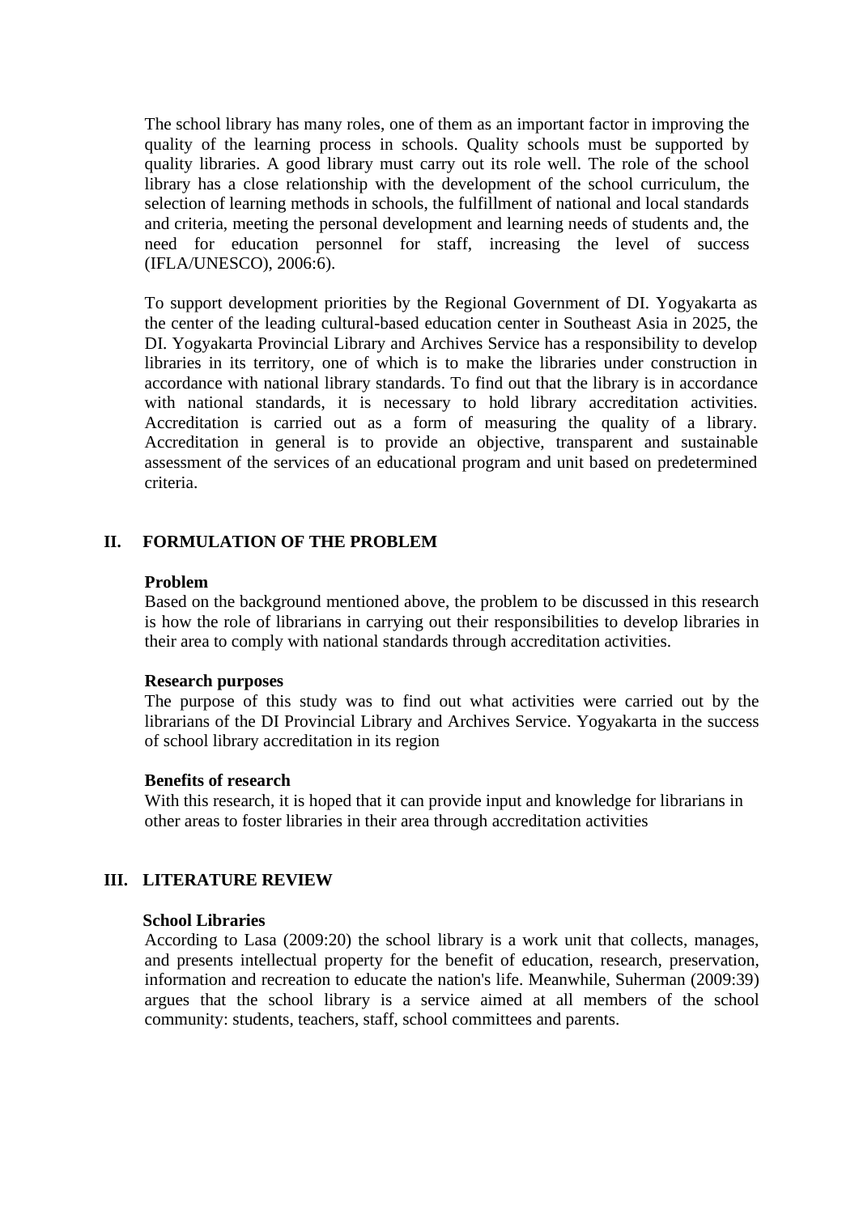The school library has many roles, one of them as an important factor in improving the quality of the learning process in schools. Quality schools must be supported by quality libraries. A good library must carry out its role well. The role of the school library has a close relationship with the development of the school curriculum, the selection of learning methods in schools, the fulfillment of national and local standards and criteria, meeting the personal development and learning needs of students and, the need for education personnel for staff, increasing the level of success (IFLA/UNESCO), 2006:6).

To support development priorities by the Regional Government of DI. Yogyakarta as the center of the leading cultural-based education center in Southeast Asia in 2025, the DI. Yogyakarta Provincial Library and Archives Service has a responsibility to develop libraries in its territory, one of which is to make the libraries under construction in accordance with national library standards. To find out that the library is in accordance with national standards, it is necessary to hold library accreditation activities. Accreditation is carried out as a form of measuring the quality of a library. Accreditation in general is to provide an objective, transparent and sustainable assessment of the services of an educational program and unit based on predetermined criteria.

## II. FORMULATION OF THE PROBLEM

**Problem**

Based on the background mentioned above, the problem to be discussed in this research is how the role of librarians in carrying out their responsibilities to develop libraries in their area to comply with national standards through accreditation activities.

**Research purposes**

The purpose of this study was to find out what activities were carried out by the librarians of the DI Provincial Library and Archives Service. Yogyakarta in the success of school library accreditation in its region

**Benefits of research**

With this research, it is hoped that it can provide input and knowledge for librarians in other areas to foster libraries in their area through accreditation activities

## III. LITERATURE REVIEW

**School Libraries**

According to Lasa (2009:20) the school library is a work unit that collects, manages, and presents intellectual property for the benefit of education, research, preservation, information and recreation to educate the nation's life. Meanwhile, Suherman (2009:39) argues that the school library is a service aimed at all members of the school community: students, teachers, staff, school committees and parents.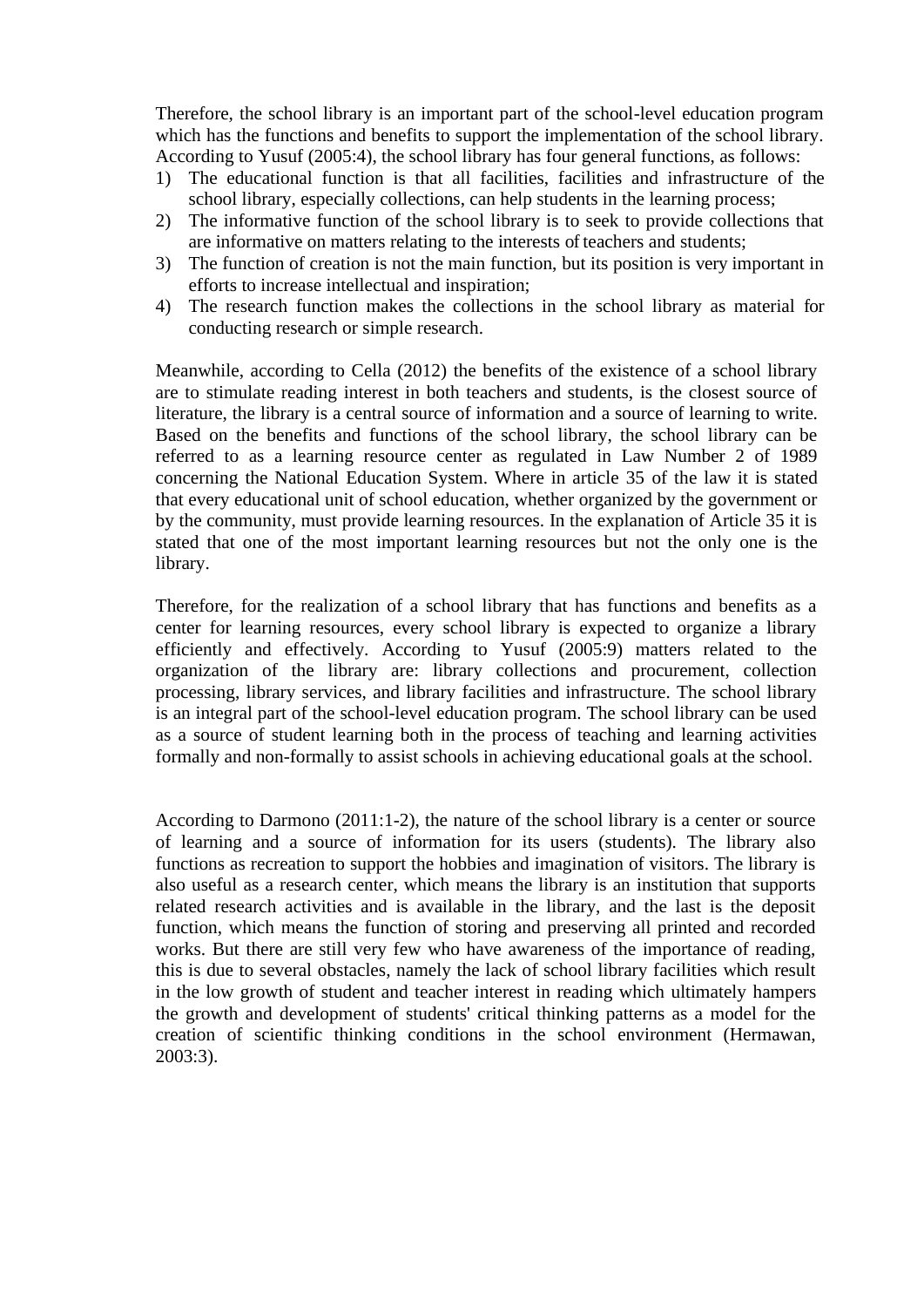Therefore, the school library is an important part of the school-level education program which has the functions and benefits to support the implementation of the school library. According to Yusuf (2005:4), the school library has four general functions, as follows:

1) The educational function is that all facilities, facilities and infrastructure of the school library, especially collections, can help students in the learning process;
2) The informative function of the school library is to seek to provide collections that are informative on matters relating to the interests of teachers and students;
3) The function of creation is not the main function, but its position is very important in efforts to increase intellectual and inspiration;
4) The research function makes the collections in the school library as material for conducting research or simple research.

Meanwhile, according to Cella (2012) the benefits of the existence of a school library are to stimulate reading interest in both teachers and students, is the closest source of literature, the library is a central source of information and a source of learning to write. Based on the benefits and functions of the school library, the school library can be referred to as a learning resource center as regulated in Law Number 2 of 1989 concerning the National Education System. Where in article 35 of the law it is stated that every educational unit of school education, whether organized by the government or by the community, must provide learning resources. In the explanation of Article 35 it is stated that one of the most important learning resources but not the only one is the library.

Therefore, for the realization of a school library that has functions and benefits as a center for learning resources, every school library is expected to organize a library efficiently and effectively. According to Yusuf (2005:9) matters related to the organization of the library are: library collections and procurement, collection processing, library services, and library facilities and infrastructure. The school library is an integral part of the school-level education program. The school library can be used as a source of student learning both in the process of teaching and learning activities formally and non-formally to assist schools in achieving educational goals at the school.

According to Darmono (2011:1-2), the nature of the school library is a center or source of learning and a source of information for its users (students). The library also functions as recreation to support the hobbies and imagination of visitors. The library is also useful as a research center, which means the library is an institution that supports related research activities and is available in the library, and the last is the deposit function, which means the function of storing and preserving all printed and recorded works. But there are still very few who have awareness of the importance of reading, this is due to several obstacles, namely the lack of school library facilities which result in the low growth of student and teacher interest in reading which ultimately hampers the growth and development of students' critical thinking patterns as a model for the creation of scientific thinking conditions in the school environment (Hermawan, 2003:3).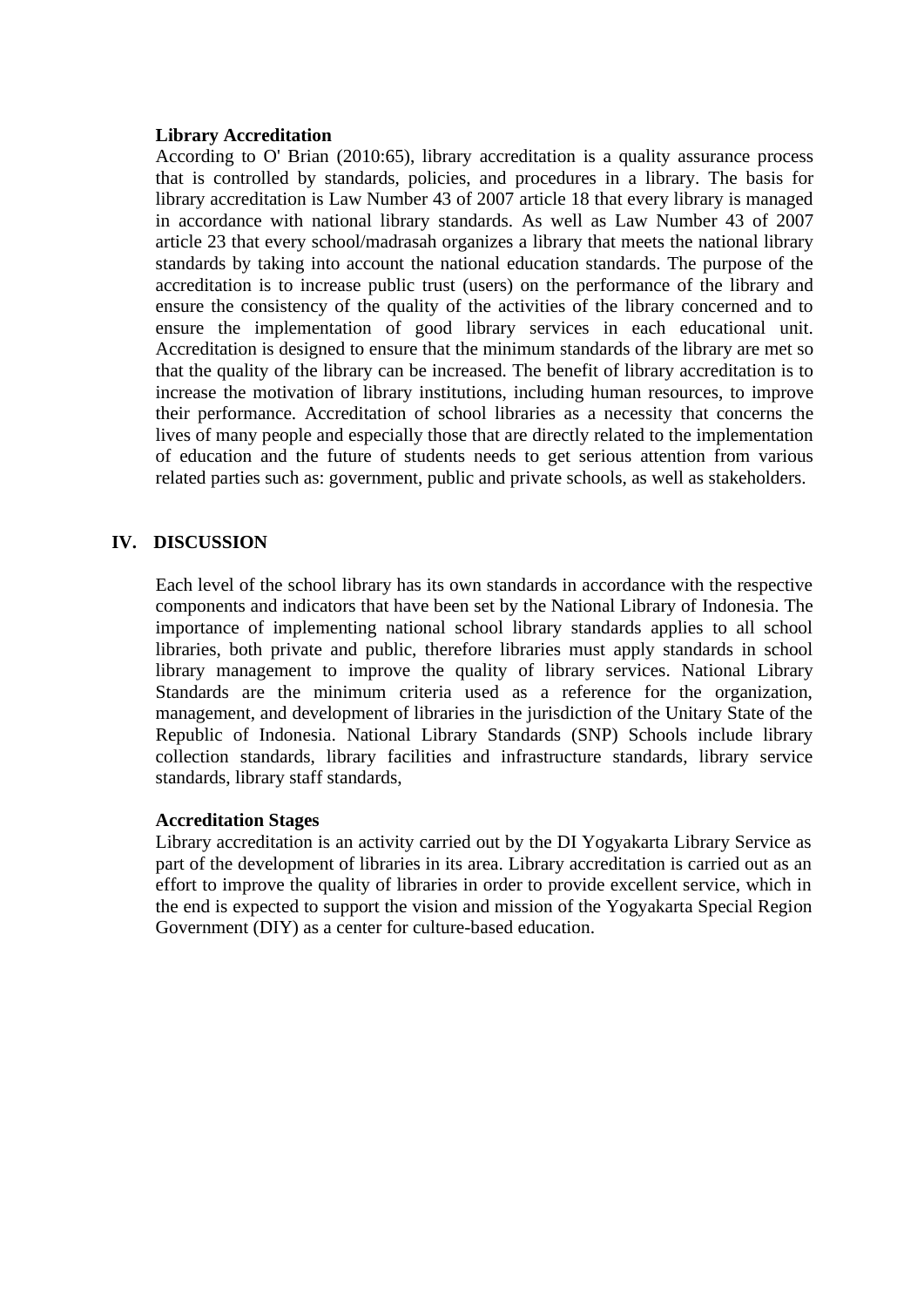**Library Accreditation**

According to O' Brian (2010:65), library accreditation is a quality assurance process that is controlled by standards, policies, and procedures in a library. The basis for library accreditation is Law Number 43 of 2007 article 18 that every library is managed in accordance with national library standards. As well as Law Number 43 of 2007 article 23 that every school/madrasah organizes a library that meets the national library standards by taking into account the national education standards. The purpose of the accreditation is to increase public trust (users) on the performance of the library and ensure the consistency of the quality of the activities of the library concerned and to ensure the implementation of good library services in each educational unit. Accreditation is designed to ensure that the minimum standards of the library are met so that the quality of the library can be increased. The benefit of library accreditation is to increase the motivation of library institutions, including human resources, to improve their performance. Accreditation of school libraries as a necessity that concerns the lives of many people and especially those that are directly related to the implementation of education and the future of students needs to get serious attention from various related parties such as: government, public and private schools, as well as stakeholders.

## IV. DISCUSSION

Each level of the school library has its own standards in accordance with the respective components and indicators that have been set by the National Library of Indonesia. The importance of implementing national school library standards applies to all school libraries, both private and public, therefore libraries must apply standards in school library management to improve the quality of library services. National Library Standards are the minimum criteria used as a reference for the organization, management, and development of libraries in the jurisdiction of the Unitary State of the Republic of Indonesia. National Library Standards (SNP) Schools include library collection standards, library facilities and infrastructure standards, library service standards, library staff standards,

**Accreditation Stages**

Library accreditation is an activity carried out by the DI Yogyakarta Library Service as part of the development of libraries in its area. Library accreditation is carried out as an effort to improve the quality of libraries in order to provide excellent service, which in the end is expected to support the vision and mission of the Yogyakarta Special Region Government (DIY) as a center for culture-based education.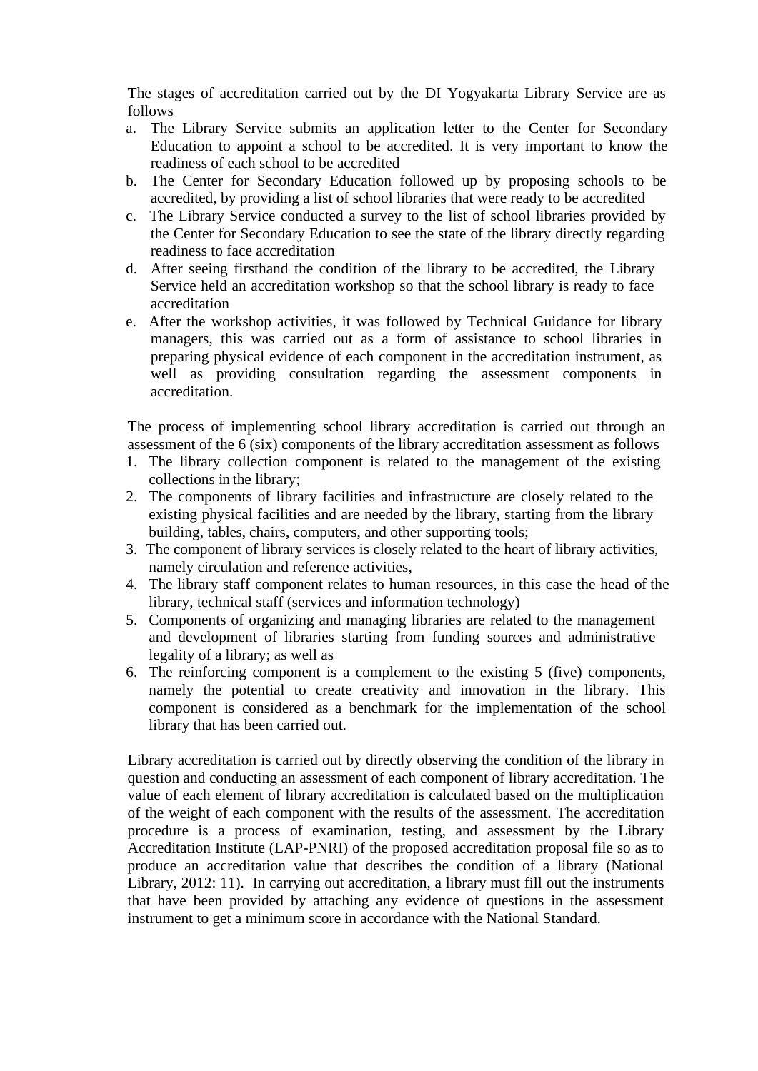The stages of accreditation carried out by the DI Yogyakarta Library Service are as follows

a. The Library Service submits an application letter to the Center for Secondary Education to appoint a school to be accredited. It is very important to know the readiness of each school to be accredited
b. The Center for Secondary Education followed up by proposing schools to be accredited, by providing a list of school libraries that were ready to be accredited
c. The Library Service conducted a survey to the list of school libraries provided by the Center for Secondary Education to see the state of the library directly regarding readiness to face accreditation
d. After seeing firsthand the condition of the library to be accredited, the Library Service held an accreditation workshop so that the school library is ready to face accreditation
e. After the workshop activities, it was followed by Technical Guidance for library managers, this was carried out as a form of assistance to school libraries in preparing physical evidence of each component in the accreditation instrument, as well as providing consultation regarding the assessment components in accreditation.

The process of implementing school library accreditation is carried out through an assessment of the 6 (six) components of the library accreditation assessment as follows

1. The library collection component is related to the management of the existing collections in the library;
2. The components of library facilities and infrastructure are closely related to the existing physical facilities and are needed by the library, starting from the library building, tables, chairs, computers, and other supporting tools;
3. The component of library services is closely related to the heart of library activities, namely circulation and reference activities,
4. The library staff component relates to human resources, in this case the head of the library, technical staff (services and information technology)
5. Components of organizing and managing libraries are related to the management and development of libraries starting from funding sources and administrative legality of a library; as well as
6. The reinforcing component is a complement to the existing 5 (five) components, namely the potential to create creativity and innovation in the library. This component is considered as a benchmark for the implementation of the school library that has been carried out.

Library accreditation is carried out by directly observing the condition of the library in question and conducting an assessment of each component of library accreditation. The value of each element of library accreditation is calculated based on the multiplication of the weight of each component with the results of the assessment. The accreditation procedure is a process of examination, testing, and assessment by the Library Accreditation Institute (LAP-PNRI) of the proposed accreditation proposal file so as to produce an accreditation value that describes the condition of a library (National Library, 2012: 11). In carrying out accreditation, a library must fill out the instruments that have been provided by attaching any evidence of questions in the assessment instrument to get a minimum score in accordance with the National Standard.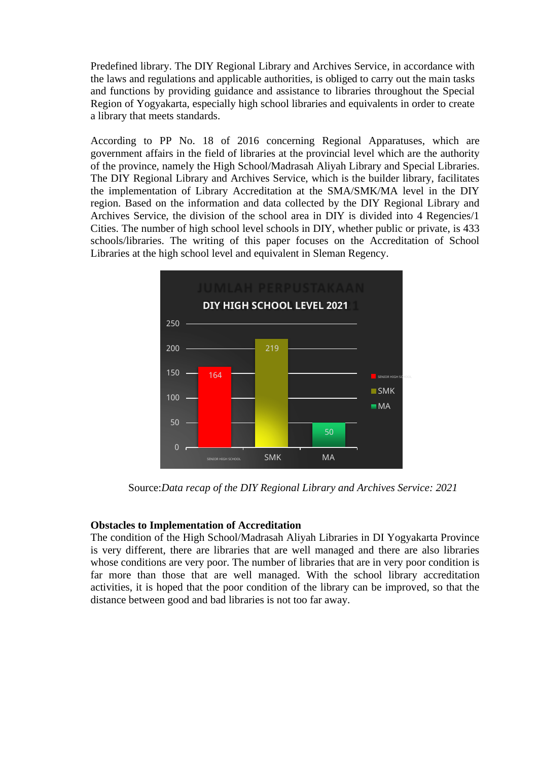Predefined library. The DIY Regional Library and Archives Service, in accordance with the laws and regulations and applicable authorities, is obliged to carry out the main tasks and functions by providing guidance and assistance to libraries throughout the Special Region of Yogyakarta, especially high school libraries and equivalents in order to create a library that meets standards.

According to PP No. 18 of 2016 concerning Regional Apparatuses, which are government affairs in the field of libraries at the provincial level which are the authority of the province, namely the High School/Madrasah Aliyah Library and Special Libraries. The DIY Regional Library and Archives Service, which is the builder library, facilitates the implementation of Library Accreditation at the SMA/SMK/MA level in the DIY region. Based on the information and data collected by the DIY Regional Library and Archives Service, the division of the school area in DIY is divided into 4 Regencies/1 Cities. The number of high school level schools in DIY, whether public or private, is 433 schools/libraries. The writing of this paper focuses on the Accreditation of School Libraries at the high school level and equivalent in Sleman Regency.

**DIY HIGH SCHOOL LEVEL 2021**

| Category | Number |
|---|---|
| SENIOR HIGH SCHOOL | 164 |
| SMK | 219 |
| MA | 50 |

Source:*Data recap of the DIY Regional Library and Archives Service: 2021*

**Obstacles to Implementation of Accreditation**

The condition of the High School/Madrasah Aliyah Libraries in DI Yogyakarta Province is very different, there are libraries that are well managed and there are also libraries whose conditions are very poor. The number of libraries that are in very poor condition is far more than those that are well managed. With the school library accreditation activities, it is hoped that the poor condition of the library can be improved, so that the distance between good and bad libraries is not too far away.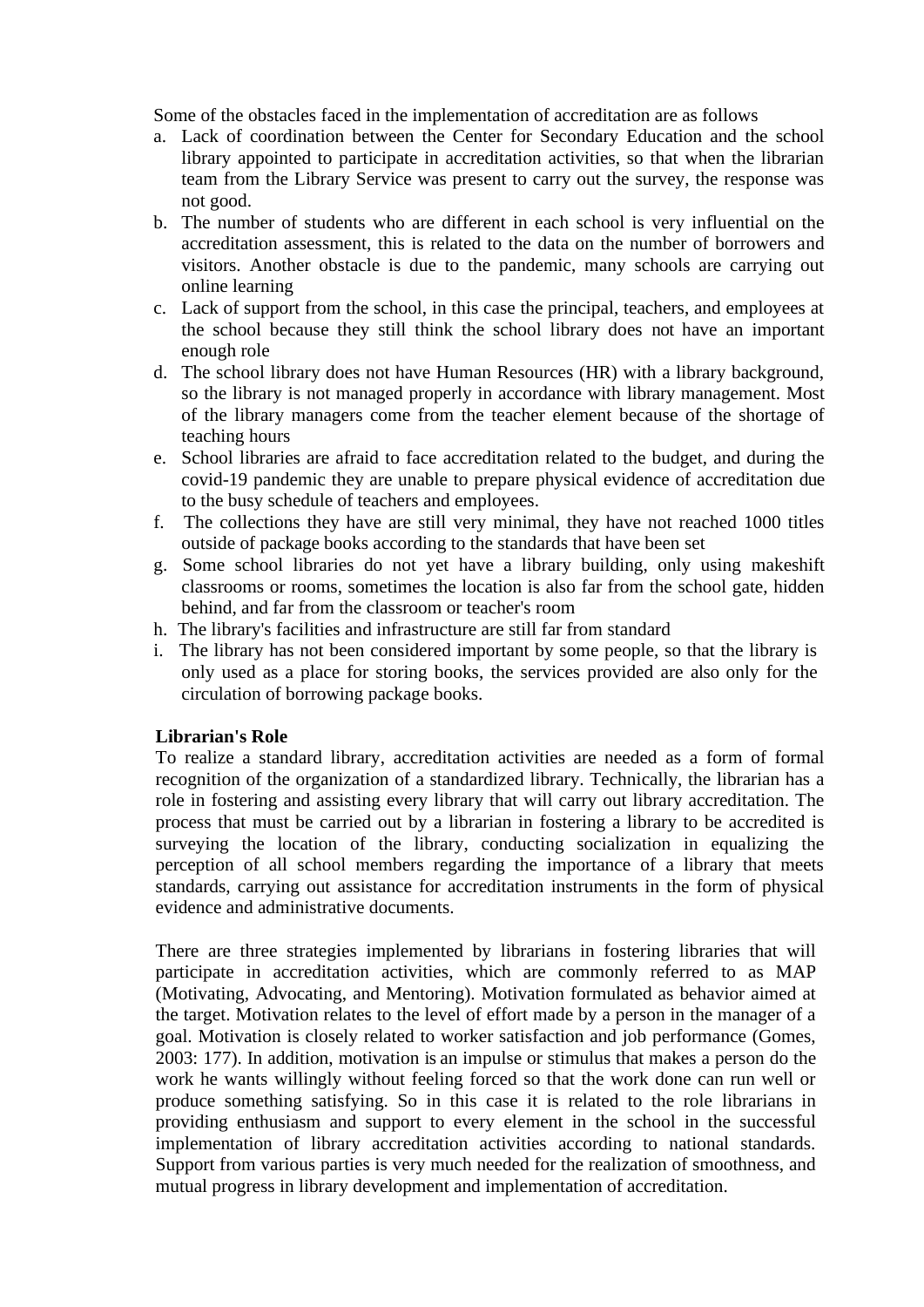Some of the obstacles faced in the implementation of accreditation are as follows

a. Lack of coordination between the Center for Secondary Education and the school library appointed to participate in accreditation activities, so that when the librarian team from the Library Service was present to carry out the survey, the response was not good.
b. The number of students who are different in each school is very influential on the accreditation assessment, this is related to the data on the number of borrowers and visitors. Another obstacle is due to the pandemic, many schools are carrying out online learning
c. Lack of support from the school, in this case the principal, teachers, and employees at the school because they still think the school library does not have an important enough role
d. The school library does not have Human Resources (HR) with a library background, so the library is not managed properly in accordance with library management. Most of the library managers come from the teacher element because of the shortage of teaching hours
e. School libraries are afraid to face accreditation related to the budget, and during the covid-19 pandemic they are unable to prepare physical evidence of accreditation due to the busy schedule of teachers and employees.
f. The collections they have are still very minimal, they have not reached 1000 titles outside of package books according to the standards that have been set
g. Some school libraries do not yet have a library building, only using makeshift classrooms or rooms, sometimes the location is also far from the school gate, hidden behind, and far from the classroom or teacher's room
h. The library's facilities and infrastructure are still far from standard
i. The library has not been considered important by some people, so that the library is only used as a place for storing books, the services provided are also only for the circulation of borrowing package books.

**Librarian's Role**

To realize a standard library, accreditation activities are needed as a form of formal recognition of the organization of a standardized library. Technically, the librarian has a role in fostering and assisting every library that will carry out library accreditation. The process that must be carried out by a librarian in fostering a library to be accredited is surveying the location of the library, conducting socialization in equalizing the perception of all school members regarding the importance of a library that meets standards, carrying out assistance for accreditation instruments in the form of physical evidence and administrative documents.

There are three strategies implemented by librarians in fostering libraries that will participate in accreditation activities, which are commonly referred to as MAP (Motivating, Advocating, and Mentoring). Motivation formulated as behavior aimed at the target. Motivation relates to the level of effort made by a person in the manager of a goal. Motivation is closely related to worker satisfaction and job performance (Gomes, 2003: 177). In addition, motivation is an impulse or stimulus that makes a person do the work he wants willingly without feeling forced so that the work done can run well or produce something satisfying. So in this case it is related to the role librarians in providing enthusiasm and support to every element in the school in the successful implementation of library accreditation activities according to national standards. Support from various parties is very much needed for the realization of smoothness, and mutual progress in library development and implementation of accreditation.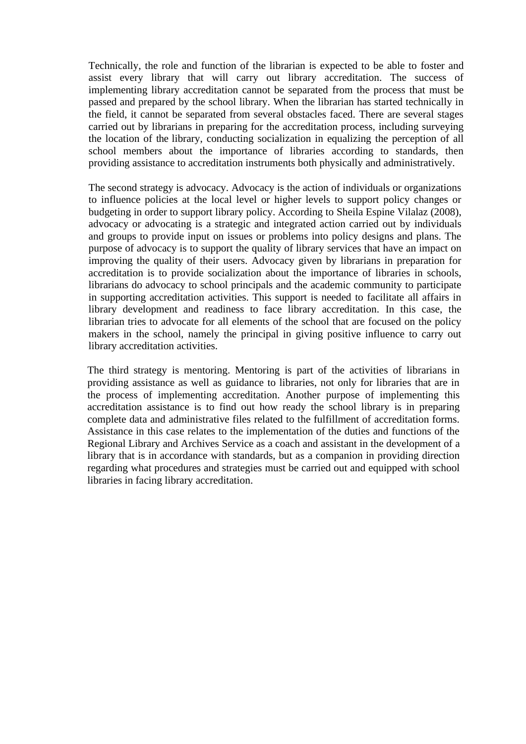Technically, the role and function of the librarian is expected to be able to foster and assist every library that will carry out library accreditation. The success of implementing library accreditation cannot be separated from the process that must be passed and prepared by the school library. When the librarian has started technically in the field, it cannot be separated from several obstacles faced. There are several stages carried out by librarians in preparing for the accreditation process, including surveying the location of the library, conducting socialization in equalizing the perception of all school members about the importance of libraries according to standards, then providing assistance to accreditation instruments both physically and administratively.

The second strategy is advocacy. Advocacy is the action of individuals or organizations to influence policies at the local level or higher levels to support policy changes or budgeting in order to support library policy. According to Sheila Espine Vilalaz (2008), advocacy or advocating is a strategic and integrated action carried out by individuals and groups to provide input on issues or problems into policy designs and plans. The purpose of advocacy is to support the quality of library services that have an impact on improving the quality of their users. Advocacy given by librarians in preparation for accreditation is to provide socialization about the importance of libraries in schools, librarians do advocacy to school principals and the academic community to participate in supporting accreditation activities. This support is needed to facilitate all affairs in library development and readiness to face library accreditation. In this case, the librarian tries to advocate for all elements of the school that are focused on the policy makers in the school, namely the principal in giving positive influence to carry out library accreditation activities.

The third strategy is mentoring. Mentoring is part of the activities of librarians in providing assistance as well as guidance to libraries, not only for libraries that are in the process of implementing accreditation. Another purpose of implementing this accreditation assistance is to find out how ready the school library is in preparing complete data and administrative files related to the fulfillment of accreditation forms. Assistance in this case relates to the implementation of the duties and functions of the Regional Library and Archives Service as a coach and assistant in the development of a library that is in accordance with standards, but as a companion in providing direction regarding what procedures and strategies must be carried out and equipped with school libraries in facing library accreditation.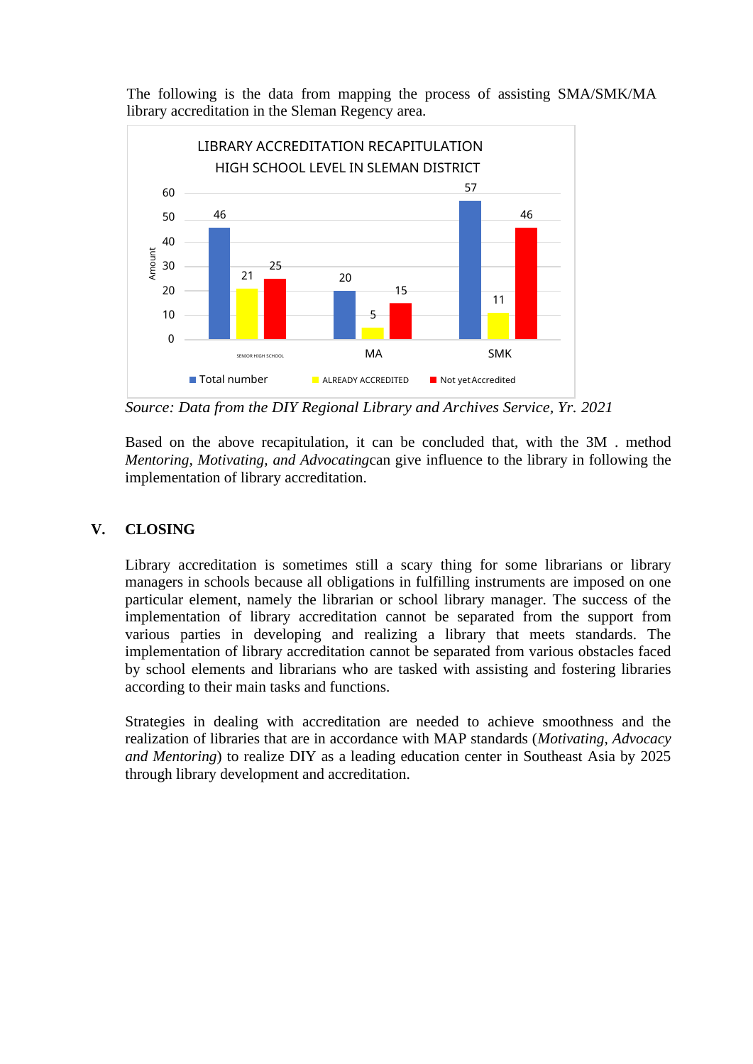The following is the data from mapping the process of assisting SMA/SMK/MA library accreditation in the Sleman Regency area.

LIBRARY ACCREDITATION RECAPITULATION
HIGH SCHOOL LEVEL IN SLEMAN DISTRICT

| | Total number | ALREADY ACCREDITED | Not yet Accredited |
|---|---|---|---|
| SENIOR HIGH SCHOOL | 46 | 21 | 25 |
| MA | 20 | 5 | 15 |
| SMK | 57 | 11 | 46 |

*Source: Data from the DIY Regional Library and Archives Service, Yr. 2021*

Based on the above recapitulation, it can be concluded that, with the 3M . method *Mentoring, Motivating, and Advocating*can give influence to the library in following the implementation of library accreditation.

## V. CLOSING

Library accreditation is sometimes still a scary thing for some librarians or library managers in schools because all obligations in fulfilling instruments are imposed on one particular element, namely the librarian or school library manager. The success of the implementation of library accreditation cannot be separated from the support from various parties in developing and realizing a library that meets standards. The implementation of library accreditation cannot be separated from various obstacles faced by school elements and librarians who are tasked with assisting and fostering libraries according to their main tasks and functions.

Strategies in dealing with accreditation are needed to achieve smoothness and the realization of libraries that are in accordance with MAP standards (*Motivating, Advocacy and Mentoring*) to realize DIY as a leading education center in Southeast Asia by 2025 through library development and accreditation.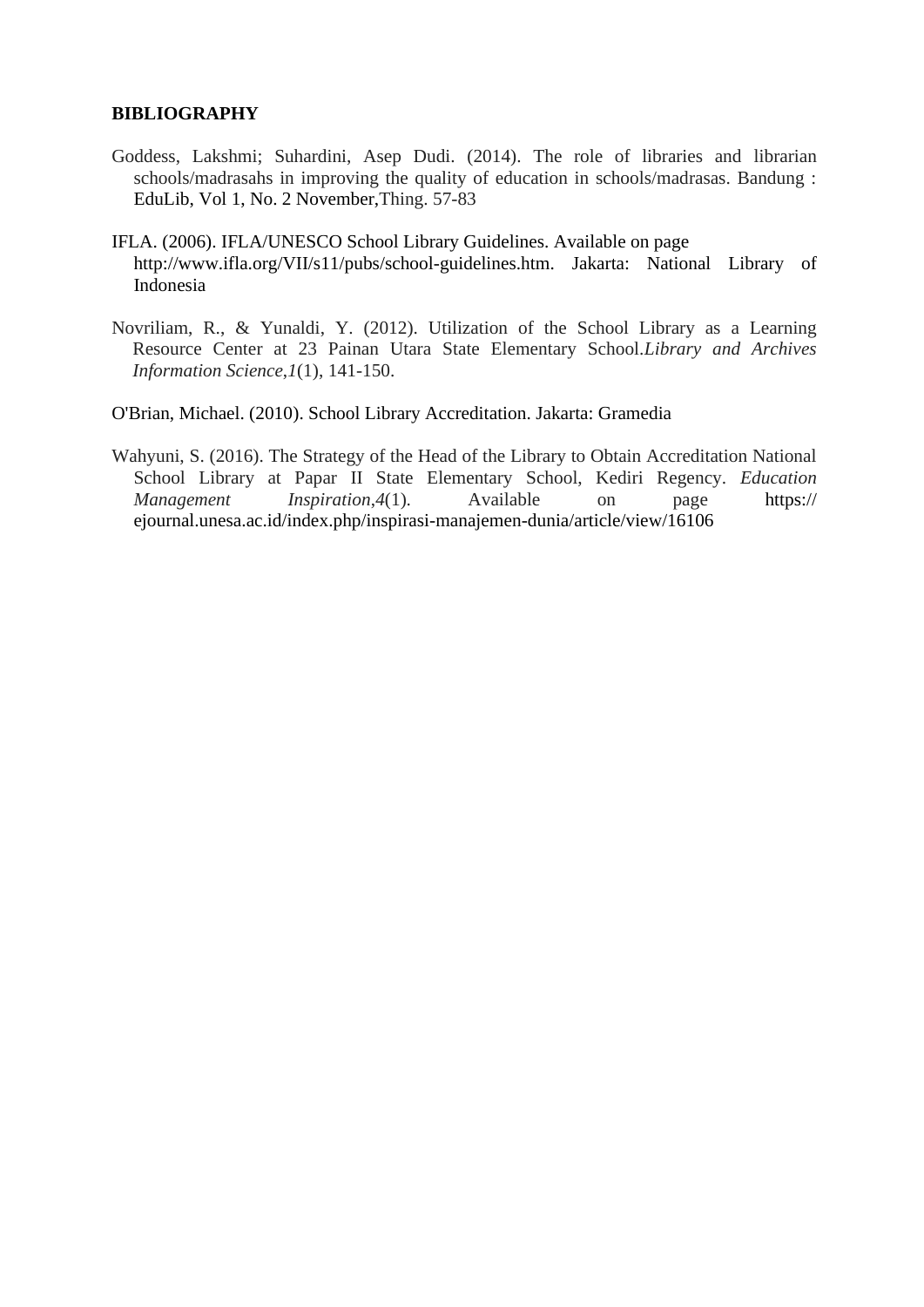**BIBLIOGRAPHY**

Goddess, Lakshmi; Suhardini, Asep Dudi. (2014). The role of libraries and librarian schools/madrasahs in improving the quality of education in schools/madrasas. Bandung : EduLib, Vol 1, No. 2 November,Thing. 57-83

IFLA. (2006). IFLA/UNESCO School Library Guidelines. Available on page http://www.ifla.org/VII/s11/pubs/school-guidelines.htm. Jakarta: National Library of Indonesia

Novriliam, R., & Yunaldi, Y. (2012). Utilization of the School Library as a Learning Resource Center at 23 Painan Utara State Elementary School.*Library and Archives Information Science*,*1*(1), 141-150.

O'Brian, Michael. (2010). School Library Accreditation. Jakarta: Gramedia

Wahyuni, S. (2016). The Strategy of the Head of the Library to Obtain Accreditation National School Library at Papar II State Elementary School, Kediri Regency. *Education Management Inspiration*,*4*(1). Available on page https://ejournal.unesa.ac.id/index.php/inspirasi-manajemen-dunia/article/view/16106